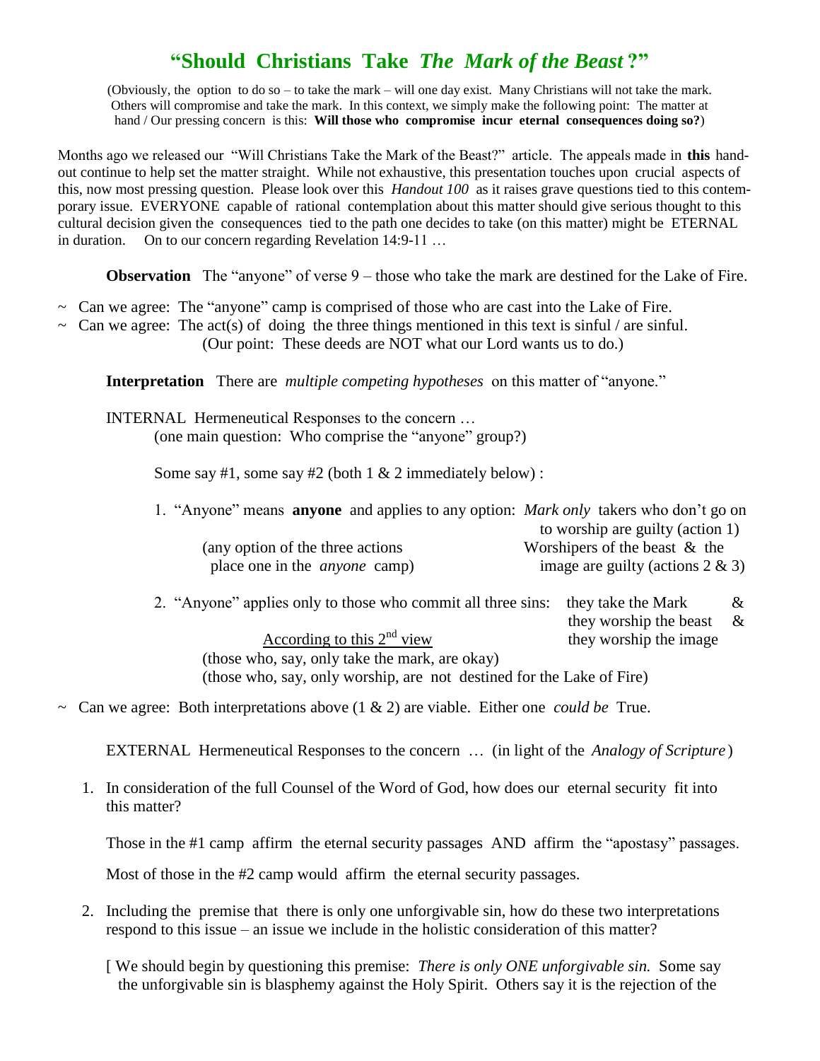# "Should Christians Take *The Mark of the Beast* ?"

(Obviously, the option to do so – to take the mark – will one day exist. Many Christians will not take the mark. Others will compromise and take the mark. In this context, we simply make the following point: The matter at hand / Our pressing concern is this: **Will those who compromise incur eternal consequences doing so?**)

Months ago we released our "Will Christians Take the Mark of the Beast?" article. The appeals made in **this** handout continue to help set the matter straight. While not exhaustive, this presentation touches upon crucial aspects of this, now most pressing question. Please look over this *Handout 100* as it raises grave questions tied to this contemporary issue. EVERYONE capable of rational contemplation about this matter should give serious thought to this cultural decision given the consequences tied to the path one decides to take (on this matter) might be ETERNAL in duration. On to our concern regarding Revelation 14:9-11 …

**Observation** The "anyone" of verse 9 – those who take the mark are destined for the Lake of Fire.

~ Can we agree: The "anyone" camp is comprised of those who are cast into the Lake of Fire.
~ Can we agree: The act(s) of doing the three things mentioned in this text is sinful / are sinful.
(Our point: These deeds are NOT what our Lord wants us to do.)

**Interpretation** There are *multiple competing hypotheses* on this matter of "anyone."

INTERNAL Hermeneutical Responses to the concern …
(one main question: Who comprise the "anyone" group?)

Some say #1, some say #2 (both 1 & 2 immediately below) :

1. "Anyone" means **anyone** and applies to any option: *Mark only* takers who don't go on to worship are guilty (action 1)
   (any option of the three actions place one in the *anyone* camp) Worshipers of the beast & the image are guilty (actions 2 & 3)

2. "Anyone" applies only to those who commit all three sins: they take the Mark & they worship the beast & they worship the image
   According to this 2nd view
   (those who, say, only take the mark, are okay)
   (those who, say, only worship, are not destined for the Lake of Fire)

~ Can we agree: Both interpretations above (1 & 2) are viable. Either one *could be* True.

EXTERNAL Hermeneutical Responses to the concern … (in light of the *Analogy of Scripture*)

1. In consideration of the full Counsel of the Word of God, how does our eternal security fit into this matter?

   Those in the #1 camp affirm the eternal security passages AND affirm the "apostasy" passages.

   Most of those in the #2 camp would affirm the eternal security passages.

2. Including the premise that there is only one unforgivable sin, how do these two interpretations respond to this issue – an issue we include in the holistic consideration of this matter?

   [ We should begin by questioning this premise: *There is only ONE unforgivable sin.* Some say the unforgivable sin is blasphemy against the Holy Spirit. Others say it is the rejection of the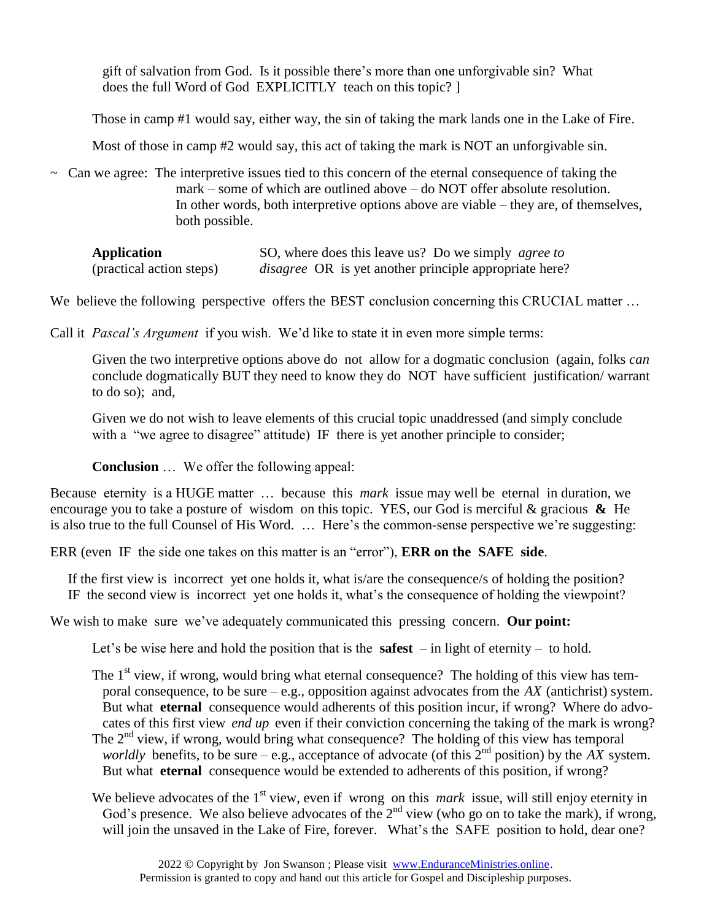gift of salvation from God. Is it possible there's more than one unforgivable sin? What does the full Word of God EXPLICITLY teach on this topic? ]

Those in camp #1 would say, either way, the sin of taking the mark lands one in the Lake of Fire.

Most of those in camp #2 would say, this act of taking the mark is NOT an unforgivable sin.

~ Can we agree: The interpretive issues tied to this concern of the eternal consequence of taking the mark – some of which are outlined above – do NOT offer absolute resolution. In other words, both interpretive options above are viable – they are, of themselves, both possible.

**Application** (practical action steps) SO, where does this leave us? Do we simply *agree to disagree* OR is yet another principle appropriate here?

We believe the following perspective offers the BEST conclusion concerning this CRUCIAL matter …

Call it *Pascal's Argument* if you wish. We'd like to state it in even more simple terms:

Given the two interpretive options above do not allow for a dogmatic conclusion (again, folks *can* conclude dogmatically BUT they need to know they do NOT have sufficient justification/ warrant to do so); and,

Given we do not wish to leave elements of this crucial topic unaddressed (and simply conclude with a "we agree to disagree" attitude) IF there is yet another principle to consider;

**Conclusion** … We offer the following appeal:

Because eternity is a HUGE matter … because this *mark* issue may well be eternal in duration, we encourage you to take a posture of wisdom on this topic. YES, our God is merciful & gracious **&** He is also true to the full Counsel of His Word. … Here's the common-sense perspective we're suggesting:

ERR (even IF the side one takes on this matter is an "error"), **ERR on the SAFE side**.

If the first view is incorrect yet one holds it, what is/are the consequence/s of holding the position?
IF the second view is incorrect yet one holds it, what's the consequence of holding the viewpoint?

We wish to make sure we've adequately communicated this pressing concern. **Our point:**

Let's be wise here and hold the position that is the **safest** – in light of eternity – to hold.

The 1st view, if wrong, would bring what eternal consequence? The holding of this view has temporal consequence, to be sure – e.g., opposition against advocates from the *AX* (antichrist) system. But what **eternal** consequence would adherents of this position incur, if wrong? Where do advocates of this first view *end up* even if their conviction concerning the taking of the mark is wrong?
The 2nd view, if wrong, would bring what consequence? The holding of this view has temporal *worldly* benefits, to be sure – e.g., acceptance of advocate (of this 2nd position) by the *AX* system. But what **eternal** consequence would be extended to adherents of this position, if wrong?

We believe advocates of the 1st view, even if wrong on this *mark* issue, will still enjoy eternity in God's presence. We also believe advocates of the 2nd view (who go on to take the mark), if wrong, will join the unsaved in the Lake of Fire, forever. What's the SAFE position to hold, dear one?

2022 © Copyright by Jon Swanson ; Please visit www.EnduranceMinistries.online.
Permission is granted to copy and hand out this article for Gospel and Discipleship purposes.